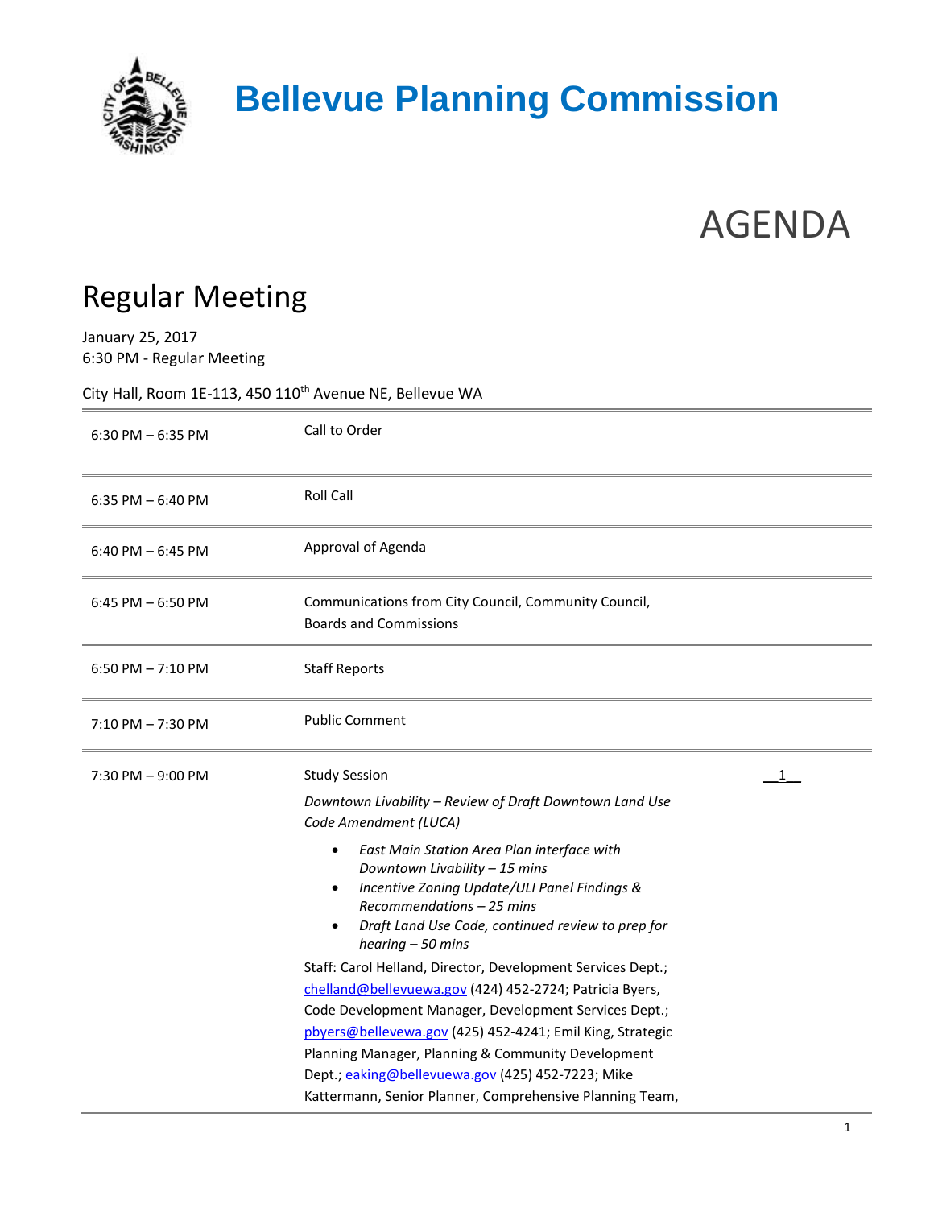# Bellevue Planning Commission

# AGENDA

## Regular Meeting

January 25, 2017
6:30 PM - Regular Meeting

City Hall, Room 1E-113, 450 110th Avenue NE, Bellevue WA

| | | |
|---|---|---|
| 6:30 PM – 6:35 PM | Call to Order | |
| 6:35 PM – 6:40 PM | Roll Call | |
| 6:40 PM – 6:45 PM | Approval of Agenda | |
| 6:45 PM – 6:50 PM | Communications from City Council, Community Council, Boards and Commissions | |
| 6:50 PM – 7:10 PM | Staff Reports | |
| 7:10 PM – 7:30 PM | Public Comment | |
| 7:30 PM – 9:00 PM | Study Session<br>*Downtown Livability – Review of Draft Downtown Land Use Code Amendment (LUCA)*<br>• *East Main Station Area Plan interface with Downtown Livability – 15 mins*<br>• *Incentive Zoning Update/ULI Panel Findings & Recommendations – 25 mins*<br>• *Draft Land Use Code, continued review to prep for hearing – 50 mins*<br>Staff: Carol Helland, Director, Development Services Dept.; chelland@bellevuewa.gov (424) 452-2724; Patricia Byers, Code Development Manager, Development Services Dept.; pbyers@bellevewa.gov (425) 452-4241; Emil King, Strategic Planning Manager, Planning & Community Development Dept.; eaking@bellevuewa.gov (425) 452-7223; Mike Kattermann, Senior Planner, Comprehensive Planning Team, | 1 |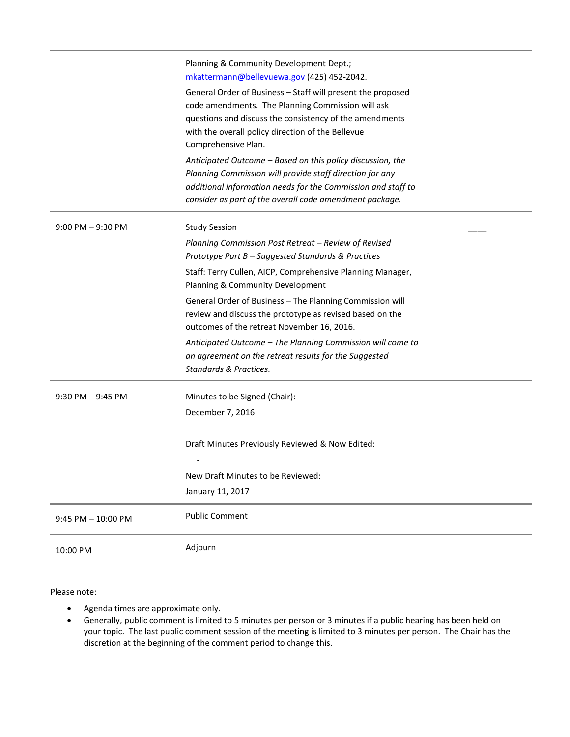| | |
|---|---|
| | Planning & Community Development Dept.; [mkattermann@bellevuewa.gov](mailto:mkattermann@bellevuewa.gov) (425) 452-2042.<br><br>General Order of Business – Staff will present the proposed code amendments. The Planning Commission will ask questions and discuss the consistency of the amendments with the overall policy direction of the Bellevue Comprehensive Plan.<br><br>*Anticipated Outcome – Based on this policy discussion, the Planning Commission will provide staff direction for any additional information needs for the Commission and staff to consider as part of the overall code amendment package.* |
| 9:00 PM – 9:30 PM | Study Session<br><br>*Planning Commission Post Retreat – Review of Revised Prototype Part B – Suggested Standards & Practices*<br><br>Staff: Terry Cullen, AICP, Comprehensive Planning Manager, Planning & Community Development<br><br>General Order of Business – The Planning Commission will review and discuss the prototype as revised based on the outcomes of the retreat November 16, 2016.<br><br>*Anticipated Outcome – The Planning Commission will come to an agreement on the retreat results for the Suggested Standards & Practices.* |
| 9:30 PM – 9:45 PM | Minutes to be Signed (Chair):<br>December 7, 2016<br><br>Draft Minutes Previously Reviewed & Now Edited:<br>-<br><br>New Draft Minutes to be Reviewed:<br>January 11, 2017 |
| 9:45 PM – 10:00 PM | Public Comment |
| 10:00 PM | Adjourn |

Please note:

- Agenda times are approximate only.
- Generally, public comment is limited to 5 minutes per person or 3 minutes if a public hearing has been held on your topic. The last public comment session of the meeting is limited to 3 minutes per person. The Chair has the discretion at the beginning of the comment period to change this.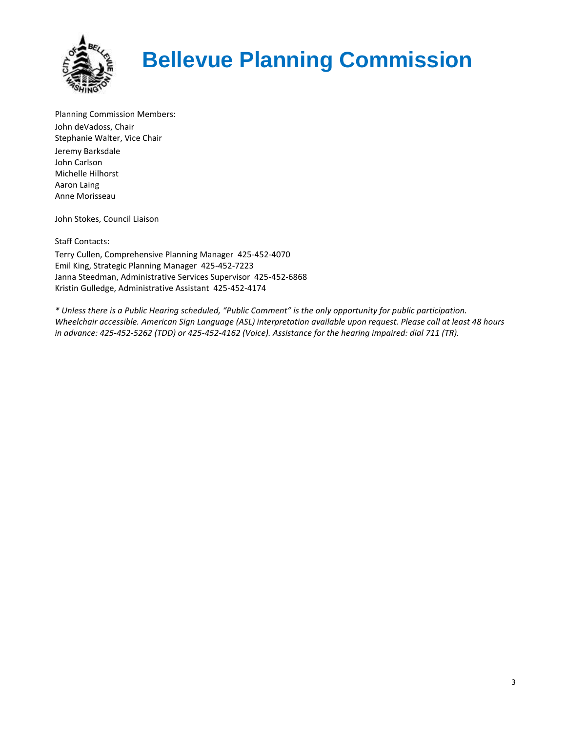# Bellevue Planning Commission

Planning Commission Members:
John deVadoss, Chair
Stephanie Walter, Vice Chair
Jeremy Barksdale
John Carlson
Michelle Hilhorst
Aaron Laing
Anne Morisseau

John Stokes, Council Liaison

Staff Contacts:
Terry Cullen, Comprehensive Planning Manager 425-452-4070
Emil King, Strategic Planning Manager 425-452-7223
Janna Steedman, Administrative Services Supervisor 425-452-6868
Kristin Gulledge, Administrative Assistant 425-452-4174

*\* Unless there is a Public Hearing scheduled, "Public Comment" is the only opportunity for public participation. Wheelchair accessible. American Sign Language (ASL) interpretation available upon request. Please call at least 48 hours in advance: 425-452-5262 (TDD) or 425-452-4162 (Voice). Assistance for the hearing impaired: dial 711 (TR).*